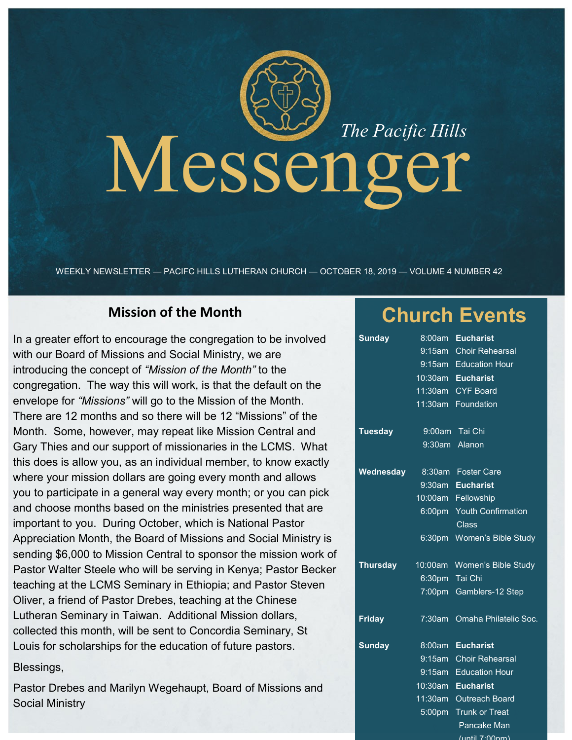# The Pacific Hills Messenger

WEEKLY NEWSLETTER — PACIFC HILLS LUTHERAN CHURCH — OCTOBER 18, 2019 — VOLUME 4 NUMBER 42

## Mission of the Month

In a greater effort to encourage the congregation to be involved with our Board of Missions and Social Ministry, we are introducing the concept of *"Mission of the Month"* to the congregation. The way this will work, is that the default on the envelope for *"Missions"* will go to the Mission of the Month. There are 12 months and so there will be 12 "Missions" of the Month. Some, however, may repeat like Mission Central and Gary Thies and our support of missionaries in the LCMS. What this does is allow you, as an individual member, to know exactly where your mission dollars are going every month and allows you to participate in a general way every month; or you can pick and choose months based on the ministries presented that are important to you. During October, which is National Pastor Appreciation Month, the Board of Missions and Social Ministry is sending $6,000 to Mission Central to sponsor the mission work of Pastor Walter Steele who will be serving in Kenya; Pastor Becker teaching at the LCMS Seminary in Ethiopia; and Pastor Steven Oliver, a friend of Pastor Drebes, teaching at the Chinese Lutheran Seminary in Taiwan. Additional Mission dollars, collected this month, will be sent to Concordia Seminary, St Louis for scholarships for the education of future pastors.

Blessings,

Pastor Drebes and Marilyn Wegehaupt, Board of Missions and Social Ministry

## Church Events

| Day | Time | Event |
|---|---|---|
| **Sunday** | 8:00am | **Eucharist** |
| | 9:15am | Choir Rehearsal |
| | 9:15am | Education Hour |
| | 10:30am | **Eucharist** |
| | 11:30am | CYF Board |
| | 11:30am | Foundation |
| **Tuesday** | 9:00am | Tai Chi |
| | 9:30am | Alanon |
| **Wednesday** | 8:30am | Foster Care |
| | 9:30am | **Eucharist** |
| | 10:00am | Fellowship |
| | 6:00pm | Youth Confirmation Class |
| | 6:30pm | Women's Bible Study |
| **Thursday** | 10:00am | Women's Bible Study |
| | 6:30pm | Tai Chi |
| | 7:00pm | Gamblers-12 Step |
| **Friday** | 7:30am | Omaha Philatelic Soc. |
| **Sunday** | 8:00am | **Eucharist** |
| | 9:15am | Choir Rehearsal |
| | 9:15am | Education Hour |
| | 10:30am | **Eucharist** |
| | 11:30am | Outreach Board |
| | 5:00pm | Trunk or Treat Pancake Man (until 7:00pm) |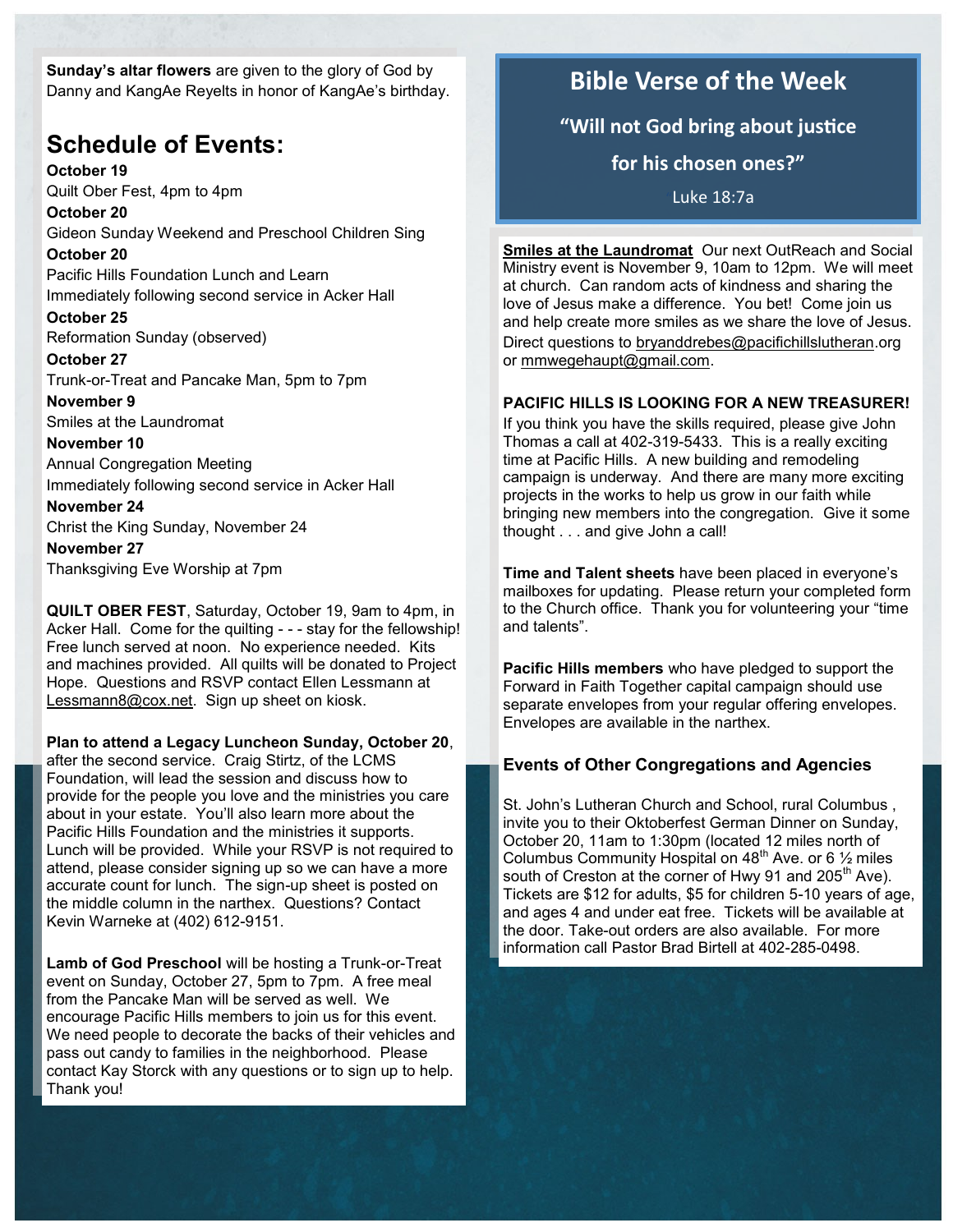**Sunday's altar flowers** are given to the glory of God by Danny and KangAe Reyelts in honor of KangAe's birthday.

## Schedule of Events:

**October 19**
Quilt Ober Fest, 4pm to 4pm

**October 20**
Gideon Sunday Weekend and Preschool Children Sing

**October 20**
Pacific Hills Foundation Lunch and Learn
Immediately following second service in Acker Hall

**October 25**
Reformation Sunday (observed)

**October 27**
Trunk-or-Treat and Pancake Man, 5pm to 7pm

**November 9**
Smiles at the Laundromat

**November 10**
Annual Congregation Meeting
Immediately following second service in Acker Hall

**November 24**
Christ the King Sunday, November 24

**November 27**
Thanksgiving Eve Worship at 7pm

**QUILT OBER FEST**, Saturday, October 19, 9am to 4pm, in Acker Hall. Come for the quilting - - - stay for the fellowship! Free lunch served at noon. No experience needed. Kits and machines provided. All quilts will be donated to Project Hope. Questions and RSVP contact Ellen Lessmann at Lessmann8@cox.net. Sign up sheet on kiosk.

**Plan to attend a Legacy Luncheon Sunday, October 20**, after the second service. Craig Stirtz, of the LCMS Foundation, will lead the session and discuss how to provide for the people you love and the ministries you care about in your estate. You'll also learn more about the Pacific Hills Foundation and the ministries it supports. Lunch will be provided. While your RSVP is not required to attend, please consider signing up so we can have a more accurate count for lunch. The sign-up sheet is posted on the middle column in the narthex. Questions? Contact Kevin Warneke at (402) 612-9151.

**Lamb of God Preschool** will be hosting a Trunk-or-Treat event on Sunday, October 27, 5pm to 7pm. A free meal from the Pancake Man will be served as well. We encourage Pacific Hills members to join us for this event. We need people to decorate the backs of their vehicles and pass out candy to families in the neighborhood. Please contact Kay Storck with any questions or to sign up to help. Thank you!

## Bible Verse of the Week

**"Will not God bring about justice for his chosen ones?"**

Luke 18:7a

**Smiles at the Laundromat** Our next OutReach and Social Ministry event is November 9, 10am to 12pm. We will meet at church. Can random acts of kindness and sharing the love of Jesus make a difference. You bet! Come join us and help create more smiles as we share the love of Jesus. Direct questions to bryanddrebes@pacifichillslutheran.org or mmwegehaupt@gmail.com.

**PACIFIC HILLS IS LOOKING FOR A NEW TREASURER!**
If you think you have the skills required, please give John Thomas a call at 402-319-5433. This is a really exciting time at Pacific Hills. A new building and remodeling campaign is underway. And there are many more exciting projects in the works to help us grow in our faith while bringing new members into the congregation. Give it some thought . . . and give John a call!

**Time and Talent sheets** have been placed in everyone's mailboxes for updating. Please return your completed form to the Church office. Thank you for volunteering your "time and talents".

**Pacific Hills members** who have pledged to support the Forward in Faith Together capital campaign should use separate envelopes from your regular offering envelopes. Envelopes are available in the narthex.

### Events of Other Congregations and Agencies

St. John's Lutheran Church and School, rural Columbus , invite you to their Oktoberfest German Dinner on Sunday, October 20, 11am to 1:30pm (located 12 miles north of Columbus Community Hospital on 48th Ave. or 6 ½ miles south of Creston at the corner of Hwy 91 and 205th Ave). Tickets are $12 for adults, $5 for children 5-10 years of age, and ages 4 and under eat free. Tickets will be available at the door. Take-out orders are also available. For more information call Pastor Brad Birtell at 402-285-0498.